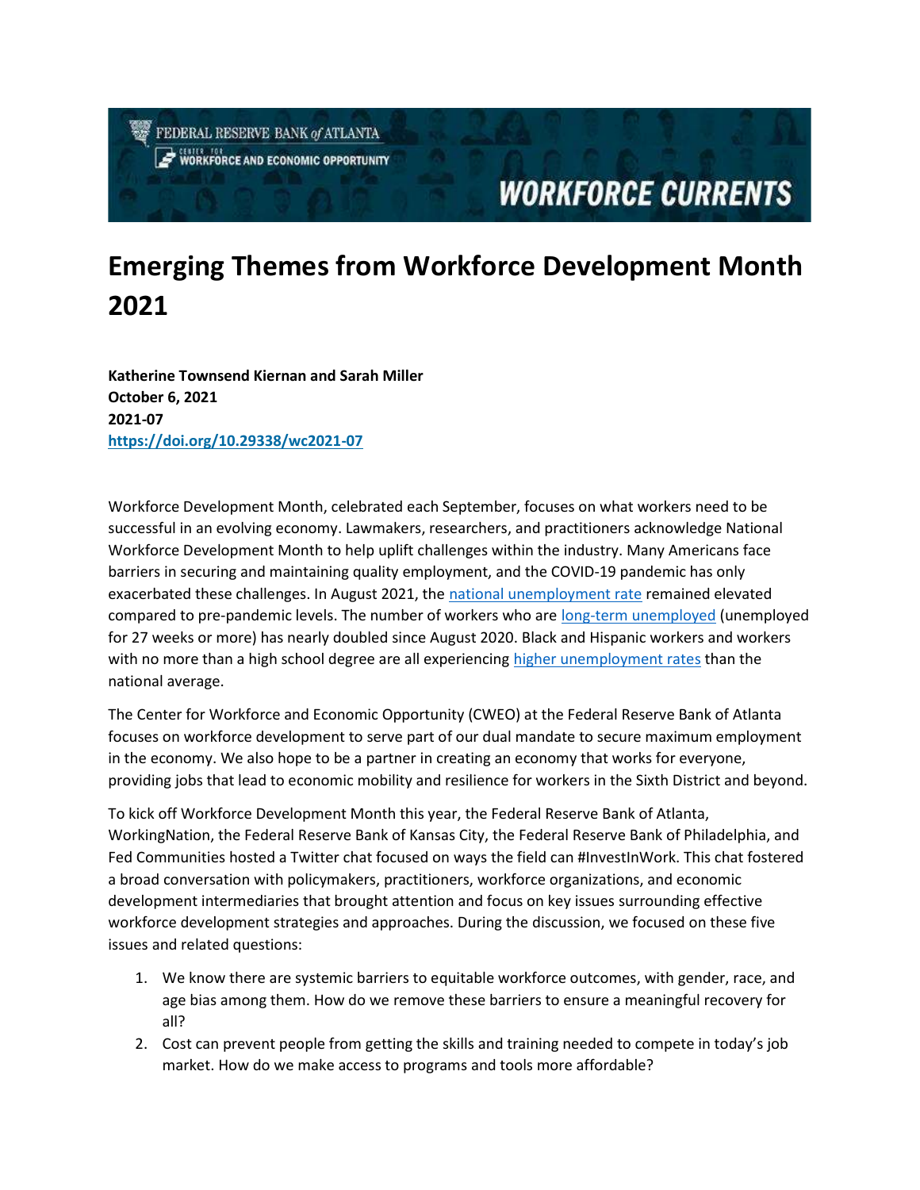# Emerging Themes from Workforce Development Month 2021

**Katherine Townsend Kiernan and Sarah Miller**
**October 6, 2021**
**2021-07**
**https://doi.org/10.29338/wc2021-07**

Workforce Development Month, celebrated each September, focuses on what workers need to be successful in an evolving economy. Lawmakers, researchers, and practitioners acknowledge National Workforce Development Month to help uplift challenges within the industry. Many Americans face barriers in securing and maintaining quality employment, and the COVID-19 pandemic has only exacerbated these challenges. In August 2021, the national unemployment rate remained elevated compared to pre-pandemic levels. The number of workers who are long-term unemployed (unemployed for 27 weeks or more) has nearly doubled since August 2020. Black and Hispanic workers and workers with no more than a high school degree are all experiencing higher unemployment rates than the national average.

The Center for Workforce and Economic Opportunity (CWEO) at the Federal Reserve Bank of Atlanta focuses on workforce development to serve part of our dual mandate to secure maximum employment in the economy. We also hope to be a partner in creating an economy that works for everyone, providing jobs that lead to economic mobility and resilience for workers in the Sixth District and beyond.

To kick off Workforce Development Month this year, the Federal Reserve Bank of Atlanta, WorkingNation, the Federal Reserve Bank of Kansas City, the Federal Reserve Bank of Philadelphia, and Fed Communities hosted a Twitter chat focused on ways the field can #InvestInWork. This chat fostered a broad conversation with policymakers, practitioners, workforce organizations, and economic development intermediaries that brought attention and focus on key issues surrounding effective workforce development strategies and approaches. During the discussion, we focused on these five issues and related questions:

1. We know there are systemic barriers to equitable workforce outcomes, with gender, race, and age bias among them. How do we remove these barriers to ensure a meaningful recovery for all?
2. Cost can prevent people from getting the skills and training needed to compete in today's job market. How do we make access to programs and tools more affordable?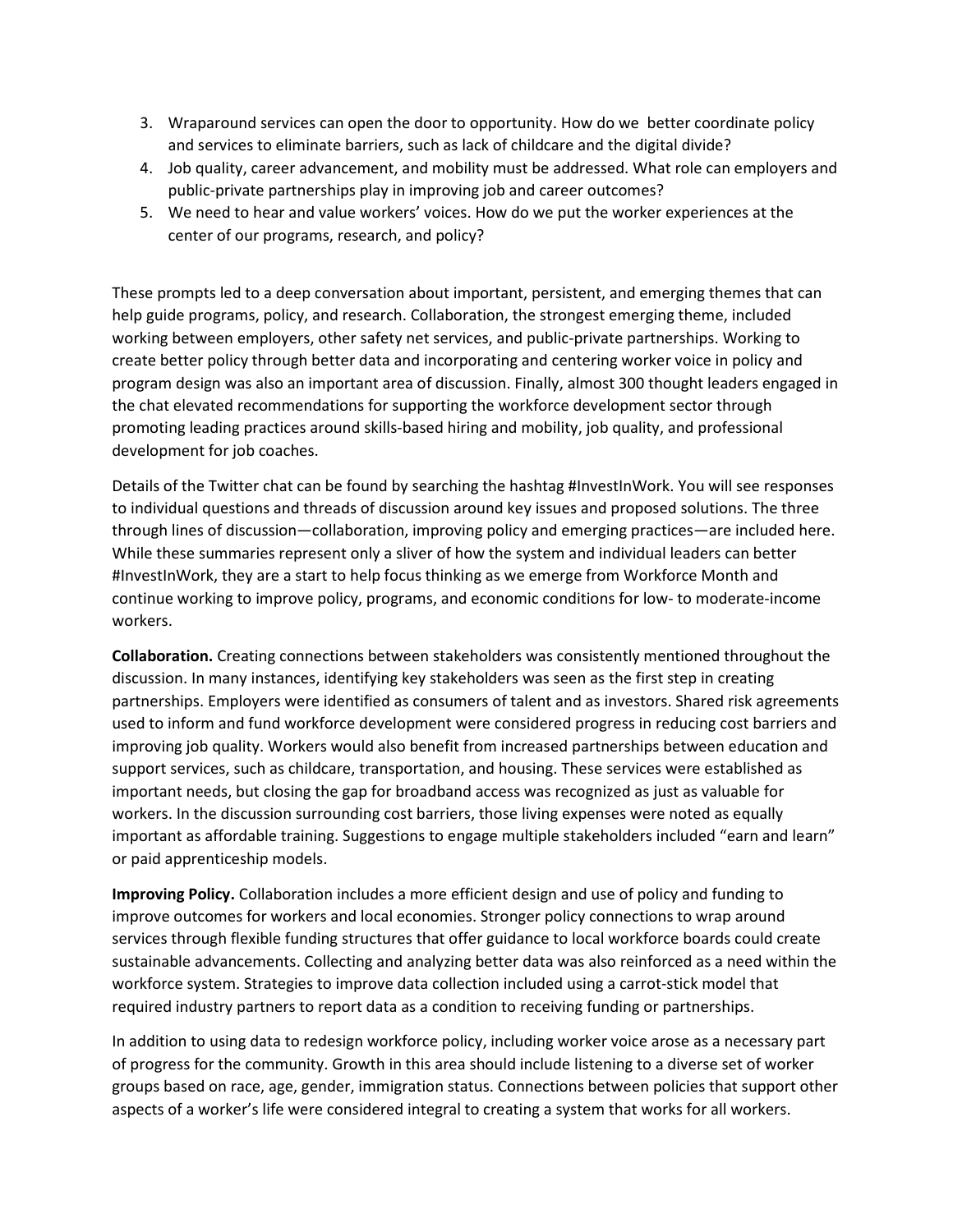3. Wraparound services can open the door to opportunity. How do we  better coordinate policy and services to eliminate barriers, such as lack of childcare and the digital divide?
4. Job quality, career advancement, and mobility must be addressed. What role can employers and public-private partnerships play in improving job and career outcomes?
5. We need to hear and value workers' voices. How do we put the worker experiences at the center of our programs, research, and policy?

These prompts led to a deep conversation about important, persistent, and emerging themes that can help guide programs, policy, and research. Collaboration, the strongest emerging theme, included working between employers, other safety net services, and public-private partnerships. Working to create better policy through better data and incorporating and centering worker voice in policy and program design was also an important area of discussion. Finally, almost 300 thought leaders engaged in the chat elevated recommendations for supporting the workforce development sector through promoting leading practices around skills-based hiring and mobility, job quality, and professional development for job coaches.

Details of the Twitter chat can be found by searching the hashtag #InvestInWork. You will see responses to individual questions and threads of discussion around key issues and proposed solutions. The three through lines of discussion—collaboration, improving policy and emerging practices—are included here. While these summaries represent only a sliver of how the system and individual leaders can better #InvestInWork, they are a start to help focus thinking as we emerge from Workforce Month and continue working to improve policy, programs, and economic conditions for low- to moderate-income workers.

**Collaboration.** Creating connections between stakeholders was consistently mentioned throughout the discussion. In many instances, identifying key stakeholders was seen as the first step in creating partnerships. Employers were identified as consumers of talent and as investors. Shared risk agreements used to inform and fund workforce development were considered progress in reducing cost barriers and improving job quality. Workers would also benefit from increased partnerships between education and support services, such as childcare, transportation, and housing. These services were established as important needs, but closing the gap for broadband access was recognized as just as valuable for workers. In the discussion surrounding cost barriers, those living expenses were noted as equally important as affordable training. Suggestions to engage multiple stakeholders included "earn and learn" or paid apprenticeship models.

**Improving Policy.** Collaboration includes a more efficient design and use of policy and funding to improve outcomes for workers and local economies. Stronger policy connections to wrap around services through flexible funding structures that offer guidance to local workforce boards could create sustainable advancements. Collecting and analyzing better data was also reinforced as a need within the workforce system. Strategies to improve data collection included using a carrot-stick model that required industry partners to report data as a condition to receiving funding or partnerships.

In addition to using data to redesign workforce policy, including worker voice arose as a necessary part of progress for the community. Growth in this area should include listening to a diverse set of worker groups based on race, age, gender, immigration status. Connections between policies that support other aspects of a worker's life were considered integral to creating a system that works for all workers.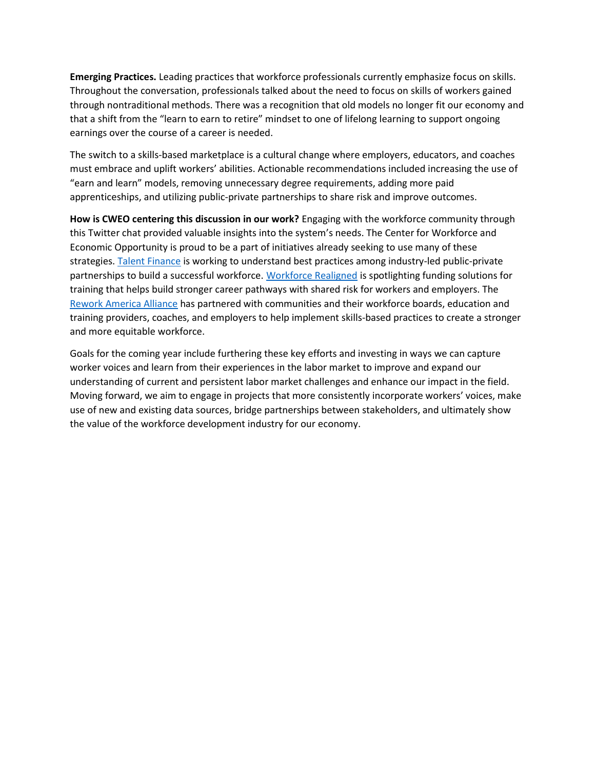**Emerging Practices.** Leading practices that workforce professionals currently emphasize focus on skills. Throughout the conversation, professionals talked about the need to focus on skills of workers gained through nontraditional methods. There was a recognition that old models no longer fit our economy and that a shift from the "learn to earn to retire" mindset to one of lifelong learning to support ongoing earnings over the course of a career is needed.

The switch to a skills-based marketplace is a cultural change where employers, educators, and coaches must embrace and uplift workers' abilities. Actionable recommendations included increasing the use of "earn and learn" models, removing unnecessary degree requirements, adding more paid apprenticeships, and utilizing public-private partnerships to share risk and improve outcomes.

**How is CWEO centering this discussion in our work?** Engaging with the workforce community through this Twitter chat provided valuable insights into the system's needs. The Center for Workforce and Economic Opportunity is proud to be a part of initiatives already seeking to use many of these strategies. Talent Finance is working to understand best practices among industry-led public-private partnerships to build a successful workforce. Workforce Realigned is spotlighting funding solutions for training that helps build stronger career pathways with shared risk for workers and employers. The Rework America Alliance has partnered with communities and their workforce boards, education and training providers, coaches, and employers to help implement skills-based practices to create a stronger and more equitable workforce.

Goals for the coming year include furthering these key efforts and investing in ways we can capture worker voices and learn from their experiences in the labor market to improve and expand our understanding of current and persistent labor market challenges and enhance our impact in the field. Moving forward, we aim to engage in projects that more consistently incorporate workers' voices, make use of new and existing data sources, bridge partnerships between stakeholders, and ultimately show the value of the workforce development industry for our economy.